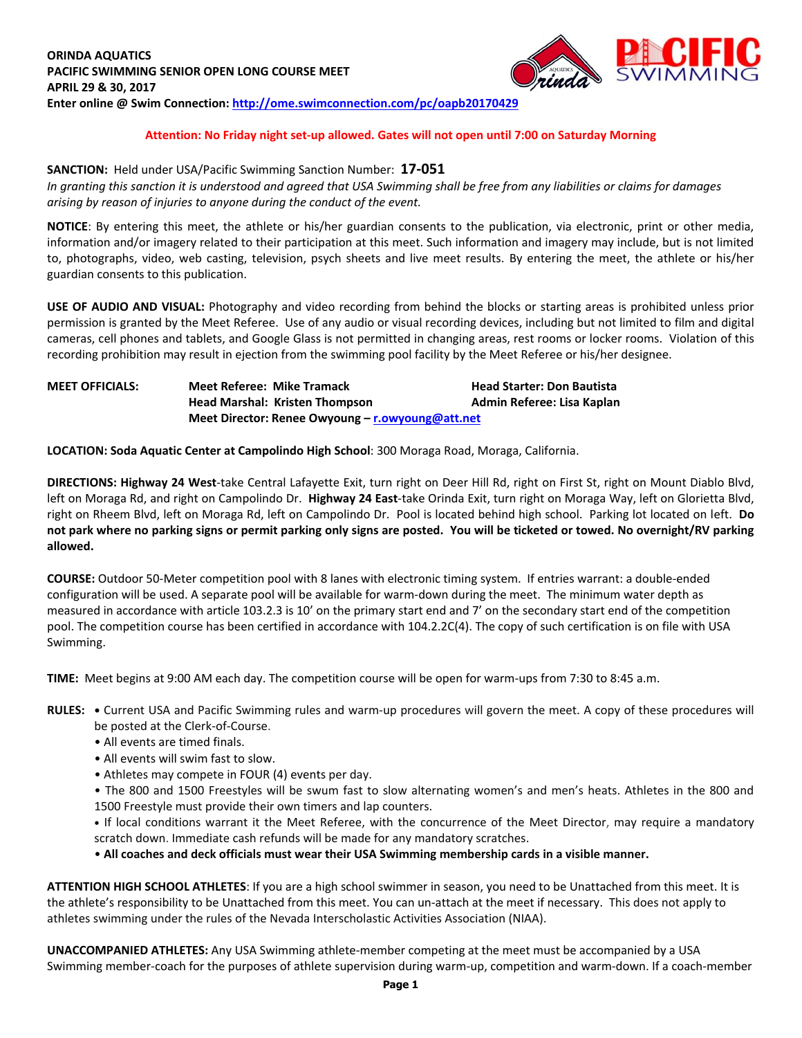**ORINDA AQUATICS**
**PACIFIC SWIMMING SENIOR OPEN LONG COURSE MEET**
**APRIL 29 & 30, 2017**
**Enter online @ Swim Connection: http://ome.swimconnection.com/pc/oapb20170429**

**Attention: No Friday night set-up allowed. Gates will not open until 7:00 on Saturday Morning**

**SANCTION:** Held under USA/Pacific Swimming Sanction Number: **17-051**
*In granting this sanction it is understood and agreed that USA Swimming shall be free from any liabilities or claims for damages arising by reason of injuries to anyone during the conduct of the event.*

**NOTICE**: By entering this meet, the athlete or his/her guardian consents to the publication, via electronic, print or other media, information and/or imagery related to their participation at this meet. Such information and imagery may include, but is not limited to, photographs, video, web casting, television, psych sheets and live meet results. By entering the meet, the athlete or his/her guardian consents to this publication.

**USE OF AUDIO AND VISUAL:** Photography and video recording from behind the blocks or starting areas is prohibited unless prior permission is granted by the Meet Referee. Use of any audio or visual recording devices, including but not limited to film and digital cameras, cell phones and tablets, and Google Glass is not permitted in changing areas, rest rooms or locker rooms. Violation of this recording prohibition may result in ejection from the swimming pool facility by the Meet Referee or his/her designee.

**MEET OFFICIALS:**
- **Meet Referee: Mike Tramack**
- **Head Starter: Don Bautista**
- **Head Marshal: Kristen Thompson**
- **Admin Referee: Lisa Kaplan**
- **Meet Director: Renee Owyoung – r.owyoung@att.net**

**LOCATION: Soda Aquatic Center at Campolindo High School**: 300 Moraga Road, Moraga, California.

**DIRECTIONS: Highway 24 West**-take Central Lafayette Exit, turn right on Deer Hill Rd, right on First St, right on Mount Diablo Blvd, left on Moraga Rd, and right on Campolindo Dr. **Highway 24 East**-take Orinda Exit, turn right on Moraga Way, left on Glorietta Blvd, right on Rheem Blvd, left on Moraga Rd, left on Campolindo Dr. Pool is located behind high school. Parking lot located on left. **Do not park where no parking signs or permit parking only signs are posted. You will be ticketed or towed. No overnight/RV parking allowed.**

**COURSE:** Outdoor 50-Meter competition pool with 8 lanes with electronic timing system. If entries warrant: a double-ended configuration will be used. A separate pool will be available for warm-down during the meet. The minimum water depth as measured in accordance with article 103.2.3 is 10' on the primary start end and 7' on the secondary start end of the competition pool. The competition course has been certified in accordance with 104.2.2C(4). The copy of such certification is on file with USA Swimming.

**TIME:** Meet begins at 9:00 AM each day. The competition course will be open for warm-ups from 7:30 to 8:45 a.m.

**RULES:**
- Current USA and Pacific Swimming rules and warm-up procedures will govern the meet. A copy of these procedures will be posted at the Clerk-of-Course.
- All events are timed finals.
- All events will swim fast to slow.
- Athletes may compete in FOUR (4) events per day.
- The 800 and 1500 Freestyles will be swum fast to slow alternating women's and men's heats. Athletes in the 800 and 1500 Freestyle must provide their own timers and lap counters.
- If local conditions warrant it the Meet Referee, with the concurrence of the Meet Director, may require a mandatory scratch down. Immediate cash refunds will be made for any mandatory scratches.
- **All coaches and deck officials must wear their USA Swimming membership cards in a visible manner.**

**ATTENTION HIGH SCHOOL ATHLETES**: If you are a high school swimmer in season, you need to be Unattached from this meet. It is the athlete's responsibility to be Unattached from this meet. You can un-attach at the meet if necessary. This does not apply to athletes swimming under the rules of the Nevada Interscholastic Activities Association (NIAA).

**UNACCOMPANIED ATHLETES:** Any USA Swimming athlete-member competing at the meet must be accompanied by a USA Swimming member-coach for the purposes of athlete supervision during warm-up, competition and warm-down. If a coach-member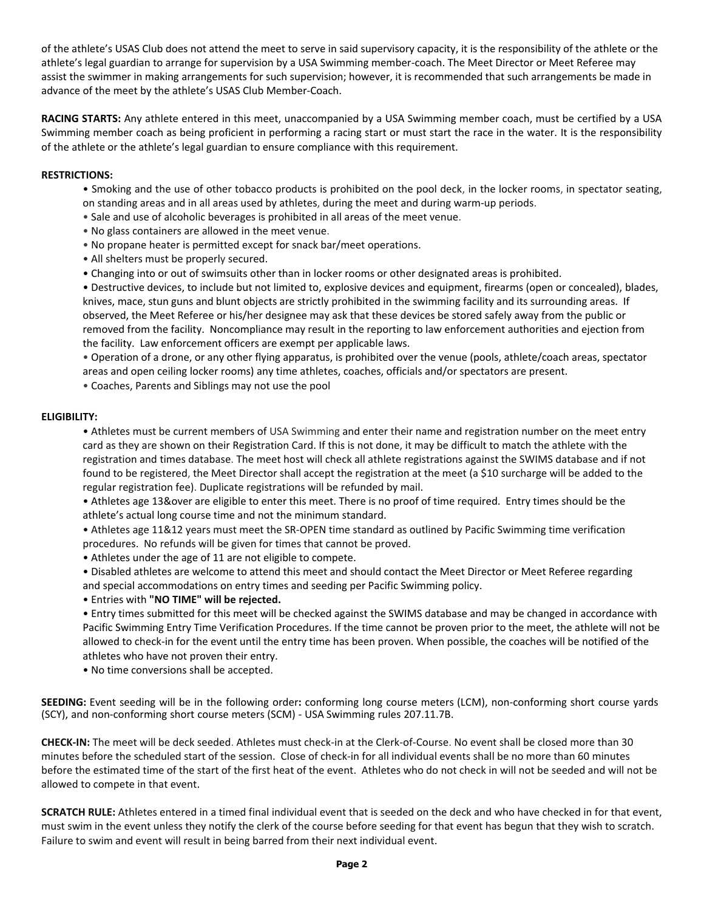of the athlete's USAS Club does not attend the meet to serve in said supervisory capacity, it is the responsibility of the athlete or the athlete's legal guardian to arrange for supervision by a USA Swimming member-coach. The Meet Director or Meet Referee may assist the swimmer in making arrangements for such supervision; however, it is recommended that such arrangements be made in advance of the meet by the athlete's USAS Club Member-Coach.

**RACING STARTS:** Any athlete entered in this meet, unaccompanied by a USA Swimming member coach, must be certified by a USA Swimming member coach as being proficient in performing a racing start or must start the race in the water. It is the responsibility of the athlete or the athlete's legal guardian to ensure compliance with this requirement.

**RESTRICTIONS:**

- Smoking and the use of other tobacco products is prohibited on the pool deck, in the locker rooms, in spectator seating, on standing areas and in all areas used by athletes, during the meet and during warm-up periods.
- Sale and use of alcoholic beverages is prohibited in all areas of the meet venue.
- No glass containers are allowed in the meet venue.
- No propane heater is permitted except for snack bar/meet operations.
- All shelters must be properly secured.
- Changing into or out of swimsuits other than in locker rooms or other designated areas is prohibited.
- Destructive devices, to include but not limited to, explosive devices and equipment, firearms (open or concealed), blades, knives, mace, stun guns and blunt objects are strictly prohibited in the swimming facility and its surrounding areas. If observed, the Meet Referee or his/her designee may ask that these devices be stored safely away from the public or removed from the facility. Noncompliance may result in the reporting to law enforcement authorities and ejection from the facility. Law enforcement officers are exempt per applicable laws.
- Operation of a drone, or any other flying apparatus, is prohibited over the venue (pools, athlete/coach areas, spectator areas and open ceiling locker rooms) any time athletes, coaches, officials and/or spectators are present.
- Coaches, Parents and Siblings may not use the pool

**ELIGIBILITY:**

- Athletes must be current members of USA Swimming and enter their name and registration number on the meet entry card as they are shown on their Registration Card. If this is not done, it may be difficult to match the athlete with the registration and times database. The meet host will check all athlete registrations against the SWIMS database and if not found to be registered, the Meet Director shall accept the registration at the meet (a $10 surcharge will be added to the regular registration fee). Duplicate registrations will be refunded by mail.
- Athletes age 13&over are eligible to enter this meet. There is no proof of time required. Entry times should be the athlete's actual long course time and not the minimum standard.
- Athletes age 11&12 years must meet the SR-OPEN time standard as outlined by Pacific Swimming time verification procedures. No refunds will be given for times that cannot be proved.
- Athletes under the age of 11 are not eligible to compete.
- Disabled athletes are welcome to attend this meet and should contact the Meet Director or Meet Referee regarding and special accommodations on entry times and seeding per Pacific Swimming policy.
- Entries with **"NO TIME" will be rejected.**
- Entry times submitted for this meet will be checked against the SWIMS database and may be changed in accordance with Pacific Swimming Entry Time Verification Procedures. If the time cannot be proven prior to the meet, the athlete will not be allowed to check-in for the event until the entry time has been proven. When possible, the coaches will be notified of the athletes who have not proven their entry.
- No time conversions shall be accepted.

**SEEDING:** Event seeding will be in the following order**:** conforming long course meters (LCM), non-conforming short course yards (SCY), and non-conforming short course meters (SCM) - USA Swimming rules 207.11.7B.

**CHECK-IN:** The meet will be deck seeded. Athletes must check-in at the Clerk-of-Course. No event shall be closed more than 30 minutes before the scheduled start of the session. Close of check-in for all individual events shall be no more than 60 minutes before the estimated time of the start of the first heat of the event. Athletes who do not check in will not be seeded and will not be allowed to compete in that event.

**SCRATCH RULE:** Athletes entered in a timed final individual event that is seeded on the deck and who have checked in for that event, must swim in the event unless they notify the clerk of the course before seeding for that event has begun that they wish to scratch. Failure to swim and event will result in being barred from their next individual event.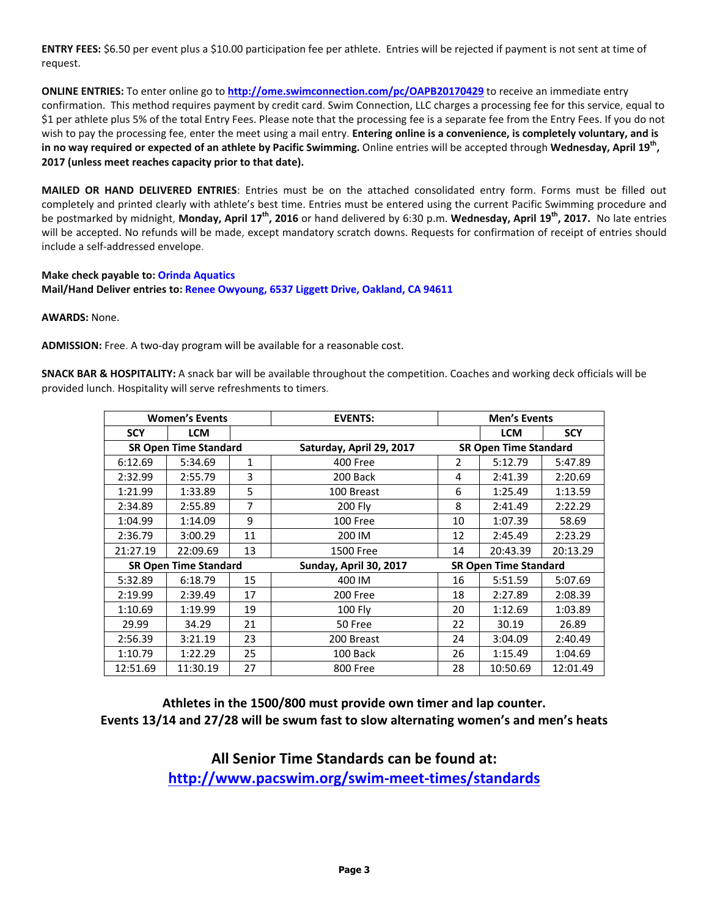**ENTRY FEES:** $6.50 per event plus a $10.00 participation fee per athlete. Entries will be rejected if payment is not sent at time of request.

**ONLINE ENTRIES:** To enter online go to **http://ome.swimconnection.com/pc/OAPB20170429** to receive an immediate entry confirmation. This method requires payment by credit card. Swim Connection, LLC charges a processing fee for this service, equal to $1 per athlete plus 5% of the total Entry Fees. Please note that the processing fee is a separate fee from the Entry Fees. If you do not wish to pay the processing fee, enter the meet using a mail entry. **Entering online is a convenience, is completely voluntary, and is in no way required or expected of an athlete by Pacific Swimming.** Online entries will be accepted through **Wednesday, April 19th, 2017 (unless meet reaches capacity prior to that date).**

**MAILED OR HAND DELIVERED ENTRIES**: Entries must be on the attached consolidated entry form. Forms must be filled out completely and printed clearly with athlete's best time. Entries must be entered using the current Pacific Swimming procedure and be postmarked by midnight, **Monday, April 17th, 2016** or hand delivered by 6:30 p.m. **Wednesday, April 19th, 2017.** No late entries will be accepted. No refunds will be made, except mandatory scratch downs. Requests for confirmation of receipt of entries should include a self-addressed envelope.

**Make check payable to: Orinda Aquatics**
**Mail/Hand Deliver entries to: Renee Owyoung, 6537 Liggett Drive, Oakland, CA 94611**

**AWARDS:** None.

**ADMISSION:** Free. A two-day program will be available for a reasonable cost.

**SNACK BAR & HOSPITALITY:** A snack bar will be available throughout the competition. Coaches and working deck officials will be provided lunch. Hospitality will serve refreshments to timers.

| Women's Events | | | EVENTS: | Men's Events | | |
|---|---|---|---|---|---|---|
| SCY | LCM | | | | LCM | SCY |
| SR Open Time Standard | | | Saturday, April 29, 2017 | SR Open Time Standard | | |
| 6:12.69 | 5:34.69 | 1 | 400 Free | 2 | 5:12.79 | 5:47.89 |
| 2:32.99 | 2:55.79 | 3 | 200 Back | 4 | 2:41.39 | 2:20.69 |
| 1:21.99 | 1:33.89 | 5 | 100 Breast | 6 | 1:25.49 | 1:13.59 |
| 2:34.89 | 2:55.89 | 7 | 200 Fly | 8 | 2:41.49 | 2:22.29 |
| 1:04.99 | 1:14.09 | 9 | 100 Free | 10 | 1:07.39 | 58.69 |
| 2:36.79 | 3:00.29 | 11 | 200 IM | 12 | 2:45.49 | 2:23.29 |
| 21:27.19 | 22:09.69 | 13 | 1500 Free | 14 | 20:43.39 | 20:13.29 |
| SR Open Time Standard | | | Sunday, April 30, 2017 | SR Open Time Standard | | |
| 5:32.89 | 6:18.79 | 15 | 400 IM | 16 | 5:51.59 | 5:07.69 |
| 2:19.99 | 2:39.49 | 17 | 200 Free | 18 | 2:27.89 | 2:08.39 |
| 1:10.69 | 1:19.99 | 19 | 100 Fly | 20 | 1:12.69 | 1:03.89 |
| 29.99 | 34.29 | 21 | 50 Free | 22 | 30.19 | 26.89 |
| 2:56.39 | 3:21.19 | 23 | 200 Breast | 24 | 3:04.09 | 2:40.49 |
| 1:10.79 | 1:22.29 | 25 | 100 Back | 26 | 1:15.49 | 1:04.69 |
| 12:51.69 | 11:30.19 | 27 | 800 Free | 28 | 10:50.69 | 12:01.49 |

**Athletes in the 1500/800 must provide own timer and lap counter.**
**Events 13/14 and 27/28 will be swum fast to slow alternating women's and men's heats**

## All Senior Time Standards can be found at:
## http://www.pacswim.org/swim-meet-times/standards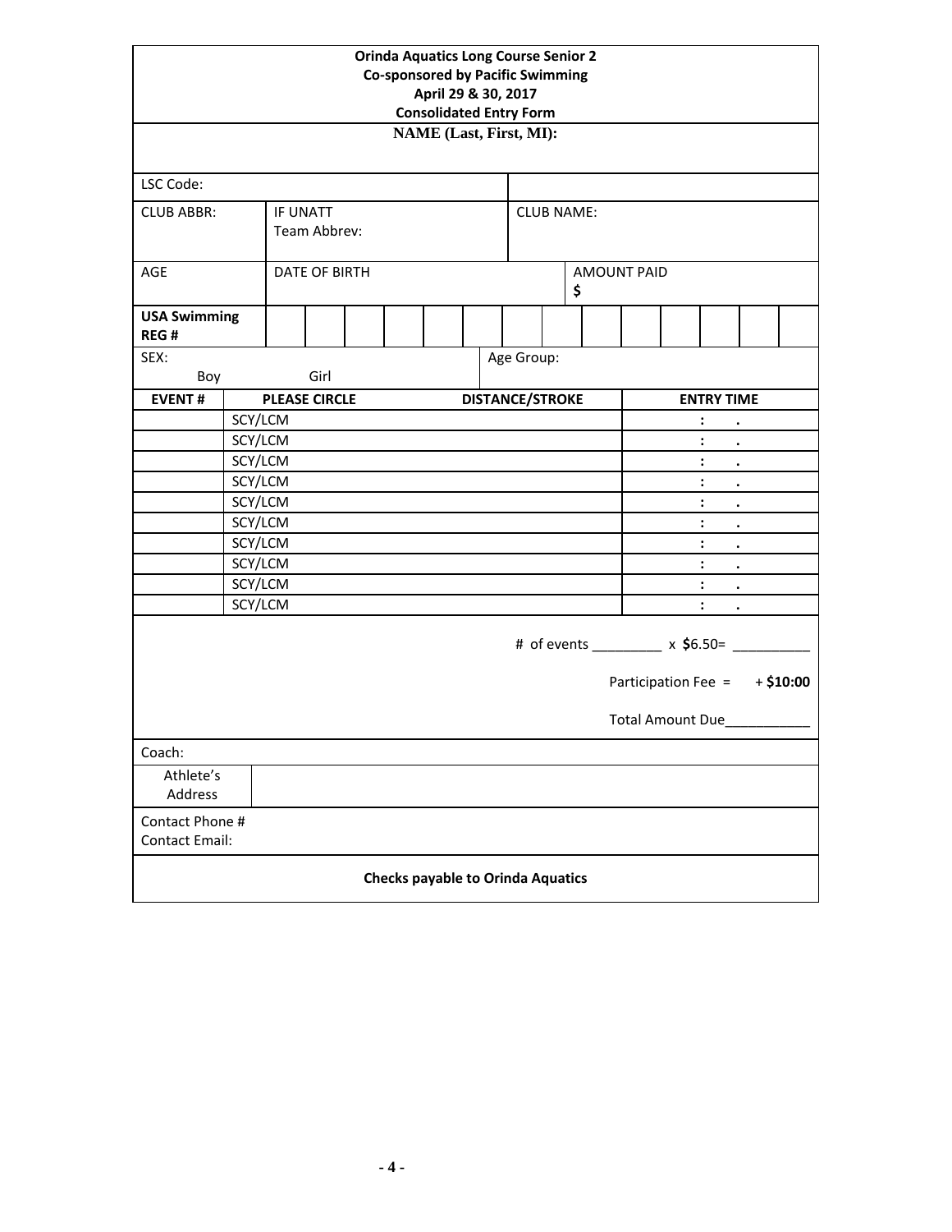**Orinda Aquatics Long Course Senior 2**
**Co-sponsored by Pacific Swimming**
**April 29 & 30, 2017**
**Consolidated Entry Form**

**NAME (Last, First, MI):**

| | | | |
|---|---|---|---|
| LSC Code: | | | |
| CLUB ABBR: | IF UNATT Team Abbrev: | CLUB NAME: | |
| AGE | DATE OF BIRTH | AMOUNT PAID $ | |
| **USA Swimming REG #** | | | |
| SEX: Boy Girl | | Age Group: | |

| EVENT # | PLEASE CIRCLE | DISTANCE/STROKE | ENTRY TIME |
|---|---|---|---|
| | SCY/LCM | | : . |
| | SCY/LCM | | : . |
| | SCY/LCM | | : . |
| | SCY/LCM | | : . |
| | SCY/LCM | | : . |
| | SCY/LCM | | : . |
| | SCY/LCM | | : . |
| | SCY/LCM | | : . |
| | SCY/LCM | | : . |
| | SCY/LCM | | : . |

# of events _________ x **$**6.50= __________

Participation Fee = + **$10:00**

Total Amount Due___________

| | |
|---|---|
| Coach: | |
| Athlete's Address | |
| Contact Phone # Contact Email: | |

**Checks payable to Orinda Aquatics**